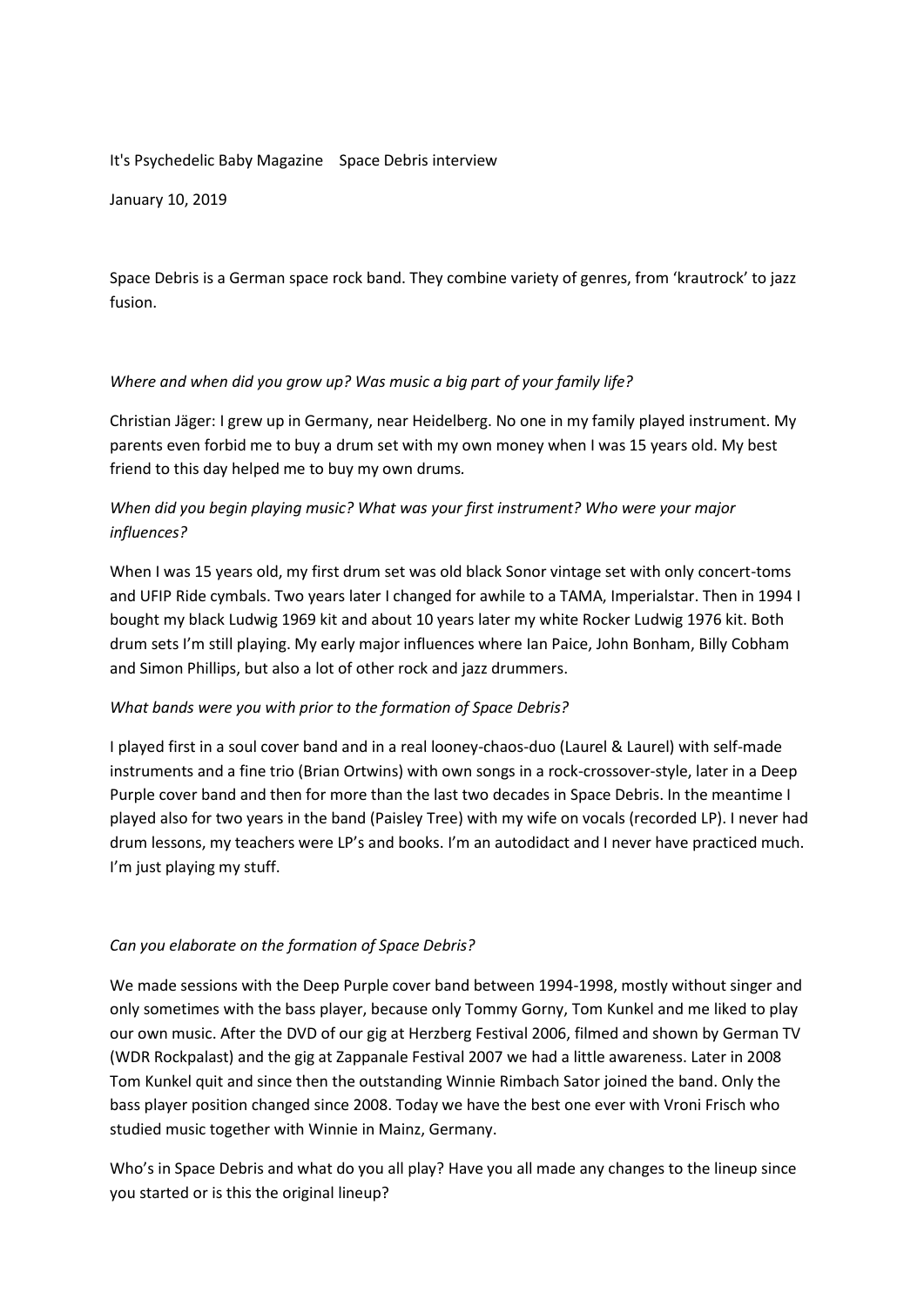It's Psychedelic Baby Magazine    Space Debris interview

January 10, 2019

Space Debris is a German space rock band. They combine variety of genres, from 'krautrock' to jazz fusion.

*Where and when did you grow up? Was music a big part of your family life?*

Christian Jäger: I grew up in Germany, near Heidelberg. No one in my family played instrument. My parents even forbid me to buy a drum set with my own money when I was 15 years old. My best friend to this day helped me to buy my own drums.

*When did you begin playing music? What was your first instrument? Who were your major influences?*

When I was 15 years old, my first drum set was old black Sonor vintage set with only concert-toms and UFIP Ride cymbals. Two years later I changed for awhile to a TAMA, Imperialstar. Then in 1994 I bought my black Ludwig 1969 kit and about 10 years later my white Rocker Ludwig 1976 kit. Both drum sets I'm still playing. My early major influences where Ian Paice, John Bonham, Billy Cobham and Simon Phillips, but also a lot of other rock and jazz drummers.

*What bands were you with prior to the formation of Space Debris?*

I played first in a soul cover band and in a real looney-chaos-duo (Laurel & Laurel) with self-made instruments and a fine trio (Brian Ortwins) with own songs in a rock-crossover-style, later in a Deep Purple cover band and then for more than the last two decades in Space Debris. In the meantime I played also for two years in the band (Paisley Tree) with my wife on vocals (recorded LP). I never had drum lessons, my teachers were LP's and books. I'm an autodidact and I never have practiced much. I'm just playing my stuff.

*Can you elaborate on the formation of Space Debris?*

We made sessions with the Deep Purple cover band between 1994-1998, mostly without singer and only sometimes with the bass player, because only Tommy Gorny, Tom Kunkel and me liked to play our own music. After the DVD of our gig at Herzberg Festival 2006, filmed and shown by German TV (WDR Rockpalast) and the gig at Zappanale Festival 2007 we had a little awareness. Later in 2008 Tom Kunkel quit and since then the outstanding Winnie Rimbach Sator joined the band. Only the bass player position changed since 2008. Today we have the best one ever with Vroni Frisch who studied music together with Winnie in Mainz, Germany.

Who's in Space Debris and what do you all play? Have you all made any changes to the lineup since you started or is this the original lineup?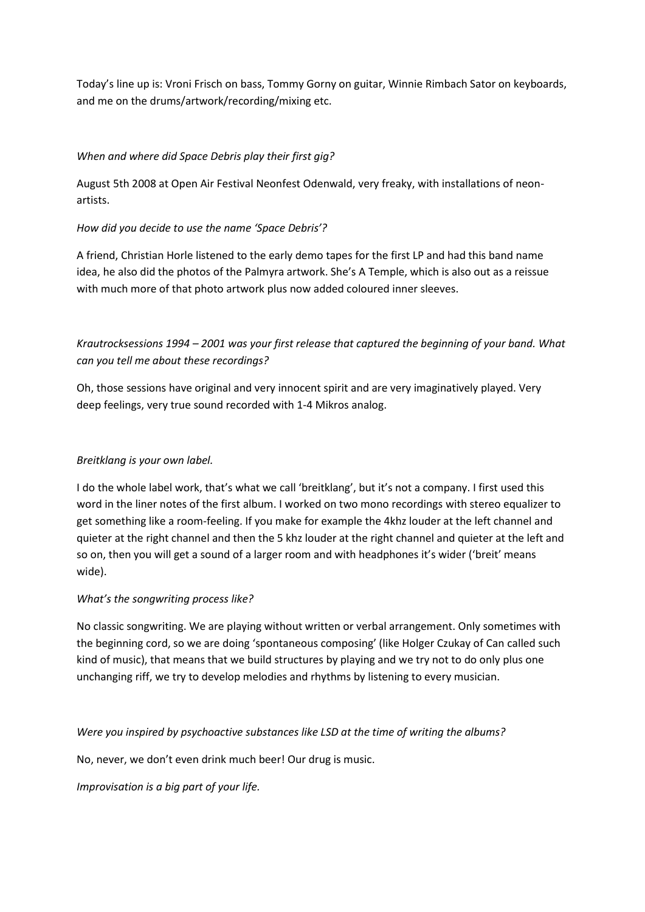Today's line up is: Vroni Frisch on bass, Tommy Gorny on guitar, Winnie Rimbach Sator on keyboards, and me on the drums/artwork/recording/mixing etc.

*When and where did Space Debris play their first gig?*

August 5th 2008 at Open Air Festival Neonfest Odenwald, very freaky, with installations of neon-artists.

*How did you decide to use the name 'Space Debris'?*

A friend, Christian Horle listened to the early demo tapes for the first LP and had this band name idea, he also did the photos of the Palmyra artwork. She's A Temple, which is also out as a reissue with much more of that photo artwork plus now added coloured inner sleeves.

*Krautrocksessions 1994 – 2001 was your first release that captured the beginning of your band. What can you tell me about these recordings?*

Oh, those sessions have original and very innocent spirit and are very imaginatively played. Very deep feelings, very true sound recorded with 1-4 Mikros analog.

*Breitklang is your own label.*

I do the whole label work, that's what we call 'breitklang', but it's not a company. I first used this word in the liner notes of the first album. I worked on two mono recordings with stereo equalizer to get something like a room-feeling. If you make for example the 4khz louder at the left channel and quieter at the right channel and then the 5 khz louder at the right channel and quieter at the left and so on, then you will get a sound of a larger room and with headphones it's wider ('breit' means wide).

*What's the songwriting process like?*

No classic songwriting. We are playing without written or verbal arrangement. Only sometimes with the beginning cord, so we are doing 'spontaneous composing' (like Holger Czukay of Can called such kind of music), that means that we build structures by playing and we try not to do only plus one unchanging riff, we try to develop melodies and rhythms by listening to every musician.

*Were you inspired by psychoactive substances like LSD at the time of writing the albums?*

No, never, we don't even drink much beer! Our drug is music.

*Improvisation is a big part of your life.*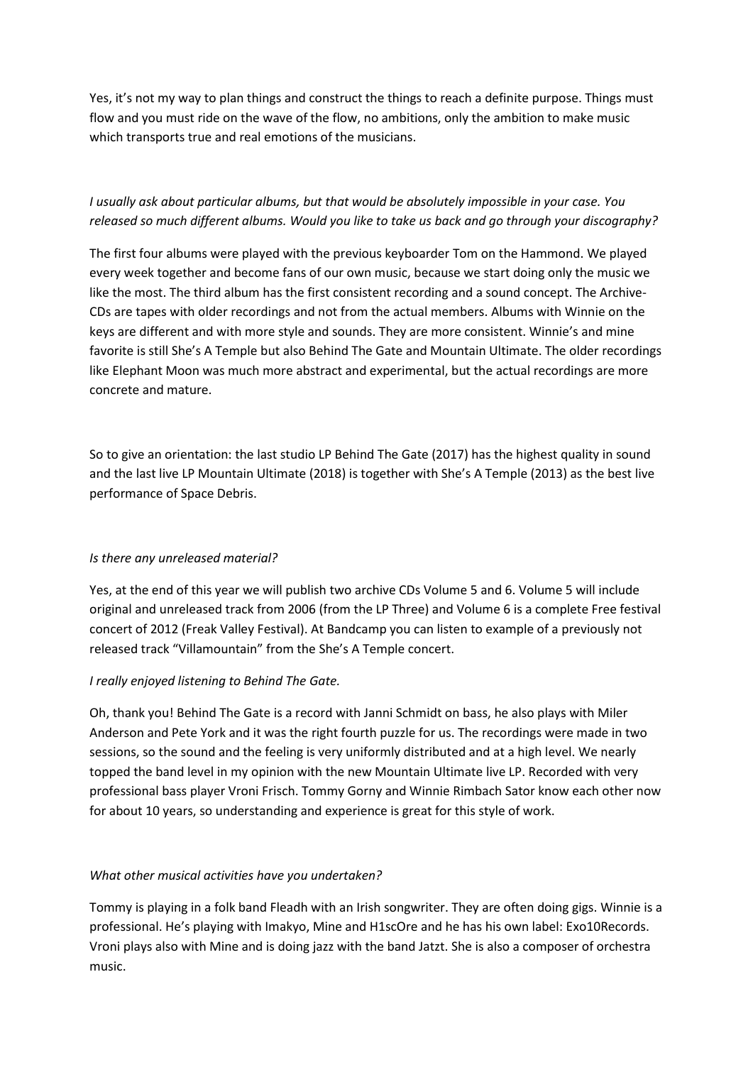Yes, it's not my way to plan things and construct the things to reach a definite purpose. Things must flow and you must ride on the wave of the flow, no ambitions, only the ambition to make music which transports true and real emotions of the musicians.

*I usually ask about particular albums, but that would be absolutely impossible in your case. You released so much different albums. Would you like to take us back and go through your discography?*

The first four albums were played with the previous keyboarder Tom on the Hammond. We played every week together and become fans of our own music, because we start doing only the music we like the most. The third album has the first consistent recording and a sound concept. The Archive-CDs are tapes with older recordings and not from the actual members. Albums with Winnie on the keys are different and with more style and sounds. They are more consistent. Winnie's and mine favorite is still She's A Temple but also Behind The Gate and Mountain Ultimate. The older recordings like Elephant Moon was much more abstract and experimental, but the actual recordings are more concrete and mature.

So to give an orientation: the last studio LP Behind The Gate (2017) has the highest quality in sound and the last live LP Mountain Ultimate (2018) is together with She's A Temple (2013) as the best live performance of Space Debris.

*Is there any unreleased material?*

Yes, at the end of this year we will publish two archive CDs Volume 5 and 6. Volume 5 will include original and unreleased track from 2006 (from the LP Three) and Volume 6 is a complete Free festival concert of 2012 (Freak Valley Festival). At Bandcamp you can listen to example of a previously not released track "Villamountain" from the She's A Temple concert.

*I really enjoyed listening to Behind The Gate.*

Oh, thank you! Behind The Gate is a record with Janni Schmidt on bass, he also plays with Miler Anderson and Pete York and it was the right fourth puzzle for us. The recordings were made in two sessions, so the sound and the feeling is very uniformly distributed and at a high level. We nearly topped the band level in my opinion with the new Mountain Ultimate live LP. Recorded with very professional bass player Vroni Frisch. Tommy Gorny and Winnie Rimbach Sator know each other now for about 10 years, so understanding and experience is great for this style of work.

*What other musical activities have you undertaken?*

Tommy is playing in a folk band Fleadh with an Irish songwriter. They are often doing gigs. Winnie is a professional. He's playing with Imakyo, Mine and H1scOre and he has his own label: Exo10Records. Vroni plays also with Mine and is doing jazz with the band Jatzt. She is also a composer of orchestra music.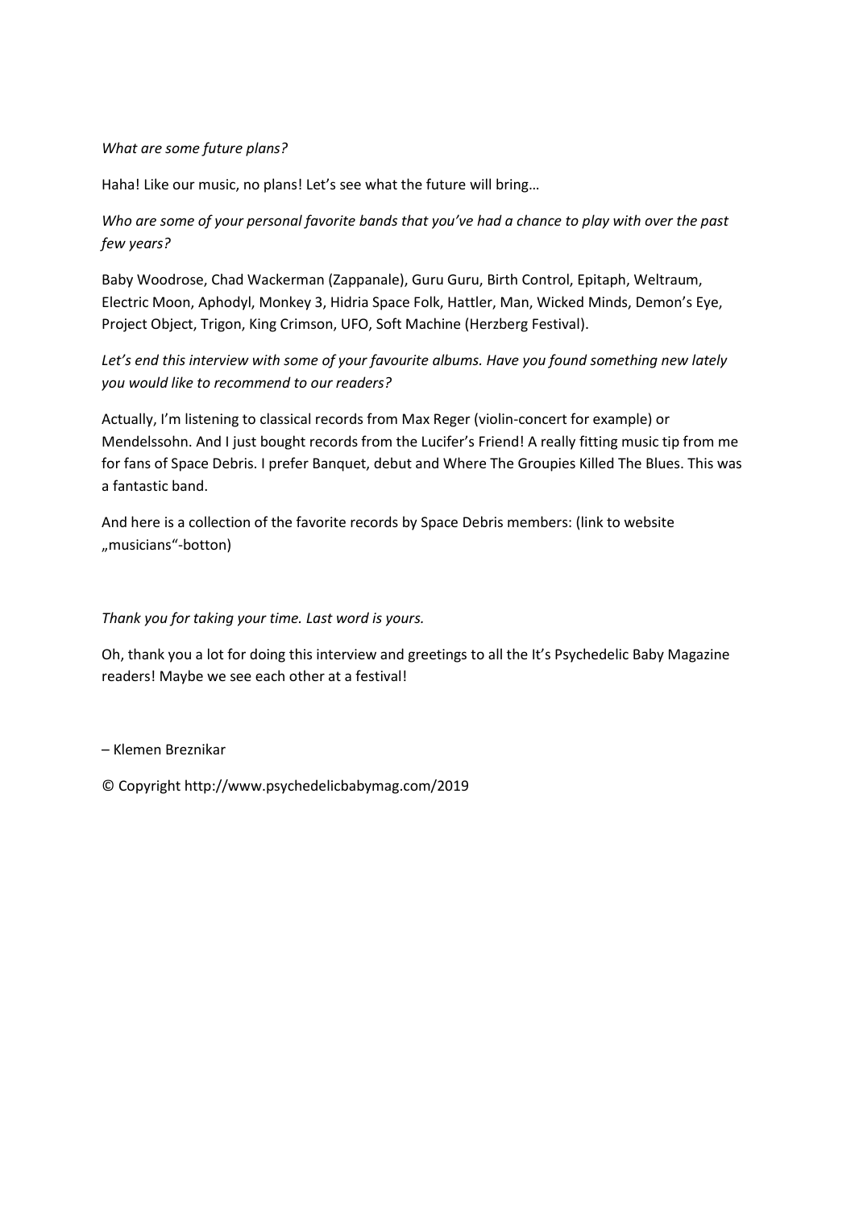*What are some future plans?*

Haha! Like our music, no plans! Let's see what the future will bring…

*Who are some of your personal favorite bands that you've had a chance to play with over the past few years?*

Baby Woodrose, Chad Wackerman (Zappanale), Guru Guru, Birth Control, Epitaph, Weltraum, Electric Moon, Aphodyl, Monkey 3, Hidria Space Folk, Hattler, Man, Wicked Minds, Demon's Eye, Project Object, Trigon, King Crimson, UFO, Soft Machine (Herzberg Festival).

*Let's end this interview with some of your favourite albums. Have you found something new lately you would like to recommend to our readers?*

Actually, I'm listening to classical records from Max Reger (violin-concert for example) or Mendelssohn. And I just bought records from the Lucifer's Friend! A really fitting music tip from me for fans of Space Debris. I prefer Banquet, debut and Where The Groupies Killed The Blues. This was a fantastic band.

And here is a collection of the favorite records by Space Debris members: (link to website „musicians"-botton)

*Thank you for taking your time. Last word is yours.*

Oh, thank you a lot for doing this interview and greetings to all the It's Psychedelic Baby Magazine readers! Maybe we see each other at a festival!

– Klemen Breznikar

© Copyright http://www.psychedelicbabymag.com/2019